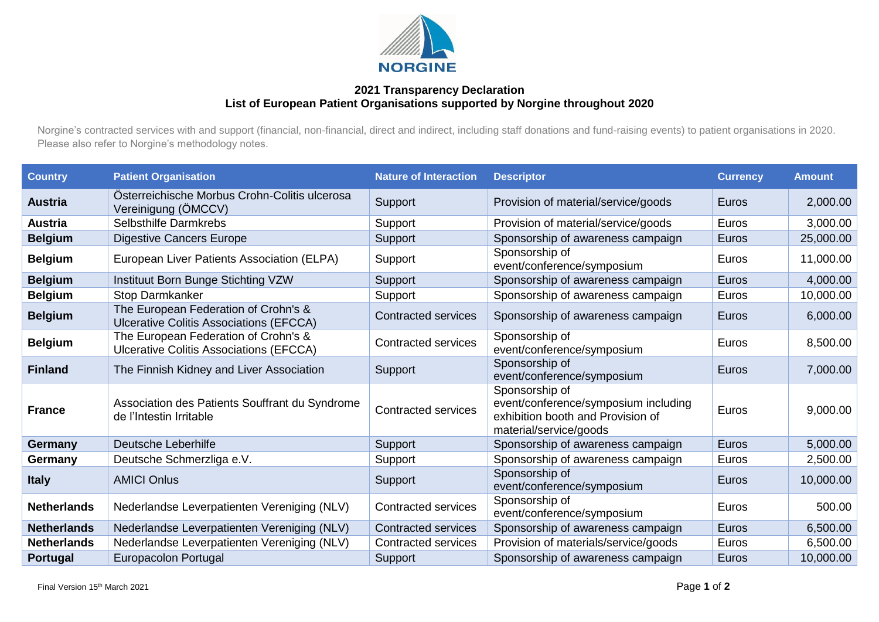NORGINE

## 2021 Transparency Declaration
## List of European Patient Organisations supported by Norgine throughout 2020

Norgine's contracted services with and support (financial, non-financial, direct and indirect, including staff donations and fund-raising events) to patient organisations in 2020. Please also refer to Norgine's methodology notes.

| Country | Patient Organisation | Nature of Interaction | Descriptor | Currency | Amount |
|---|---|---|---|---|---|
| **Austria** | Österreichische Morbus Crohn-Colitis ulcerosa Vereinigung (ÖMCCV) | Support | Provision of material/service/goods | Euros | 2,000.00 |
| **Austria** | Selbsthilfe Darmkrebs | Support | Provision of material/service/goods | Euros | 3,000.00 |
| **Belgium** | Digestive Cancers Europe | Support | Sponsorship of awareness campaign | Euros | 25,000.00 |
| **Belgium** | European Liver Patients Association (ELPA) | Support | Sponsorship of event/conference/symposium | Euros | 11,000.00 |
| **Belgium** | Instituut Born Bunge Stichting VZW | Support | Sponsorship of awareness campaign | Euros | 4,000.00 |
| **Belgium** | Stop Darmkanker | Support | Sponsorship of awareness campaign | Euros | 10,000.00 |
| **Belgium** | The European Federation of Crohn's & Ulcerative Colitis Associations (EFCCA) | Contracted services | Sponsorship of awareness campaign | Euros | 6,000.00 |
| **Belgium** | The European Federation of Crohn's & Ulcerative Colitis Associations (EFCCA) | Contracted services | Sponsorship of event/conference/symposium | Euros | 8,500.00 |
| **Finland** | The Finnish Kidney and Liver Association | Support | Sponsorship of event/conference/symposium | Euros | 7,000.00 |
| **France** | Association des Patients Souffrant du Syndrome de l'Intestin Irritable | Contracted services | Sponsorship of event/conference/symposium including exhibition booth and Provision of material/service/goods | Euros | 9,000.00 |
| **Germany** | Deutsche Leberhilfe | Support | Sponsorship of awareness campaign | Euros | 5,000.00 |
| **Germany** | Deutsche Schmerzliga e.V. | Support | Sponsorship of awareness campaign | Euros | 2,500.00 |
| **Italy** | AMICI Onlus | Support | Sponsorship of event/conference/symposium | Euros | 10,000.00 |
| **Netherlands** | Nederlandse Leverpatienten Vereniging (NLV) | Contracted services | Sponsorship of event/conference/symposium | Euros | 500.00 |
| **Netherlands** | Nederlandse Leverpatienten Vereniging (NLV) | Contracted services | Sponsorship of awareness campaign | Euros | 6,500.00 |
| **Netherlands** | Nederlandse Leverpatienten Vereniging (NLV) | Contracted services | Provision of materials/service/goods | Euros | 6,500.00 |
| **Portugal** | Europacolon Portugal | Support | Sponsorship of awareness campaign | Euros | 10,000.00 |

Final Version 15th March 2021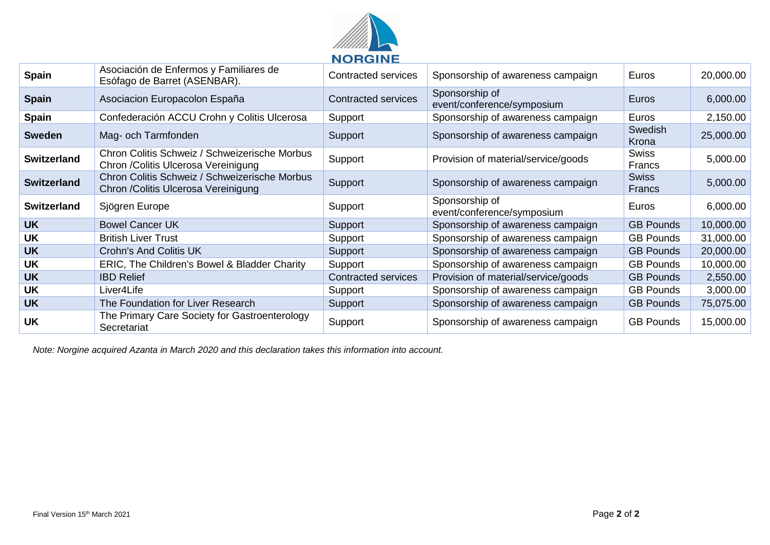| | | | | | |
|---|---|---|---|---|---|
| **Spain** | Asociación de Enfermos y Familiares de Esófago de Barret (ASENBAR). | Contracted services | Sponsorship of awareness campaign | Euros | 20,000.00 |
| **Spain** | Asociacion Europacolon España | Contracted services | Sponsorship of event/conference/symposium | Euros | 6,000.00 |
| **Spain** | Confederación ACCU Crohn y Colitis Ulcerosa | Support | Sponsorship of awareness campaign | Euros | 2,150.00 |
| **Sweden** | Mag- och Tarmfonden | Support | Sponsorship of awareness campaign | Swedish Krona | 25,000.00 |
| **Switzerland** | Chron Colitis Schweiz / Schweizerische Morbus Chron /Colitis Ulcerosa Vereinigung | Support | Provision of material/service/goods | Swiss Francs | 5,000.00 |
| **Switzerland** | Chron Colitis Schweiz / Schweizerische Morbus Chron /Colitis Ulcerosa Vereinigung | Support | Sponsorship of awareness campaign | Swiss Francs | 5,000.00 |
| **Switzerland** | Sjögren Europe | Support | Sponsorship of event/conference/symposium | Euros | 6,000.00 |
| **UK** | Bowel Cancer UK | Support | Sponsorship of awareness campaign | GB Pounds | 10,000.00 |
| **UK** | British Liver Trust | Support | Sponsorship of awareness campaign | GB Pounds | 31,000.00 |
| **UK** | Crohn's And Colitis UK | Support | Sponsorship of awareness campaign | GB Pounds | 20,000.00 |
| **UK** | ERIC, The Children's Bowel & Bladder Charity | Support | Sponsorship of awareness campaign | GB Pounds | 10,000.00 |
| **UK** | IBD Relief | Contracted services | Provision of material/service/goods | GB Pounds | 2,550.00 |
| **UK** | Liver4Life | Support | Sponsorship of awareness campaign | GB Pounds | 3,000.00 |
| **UK** | The Foundation for Liver Research | Support | Sponsorship of awareness campaign | GB Pounds | 75,075.00 |
| **UK** | The Primary Care Society for Gastroenterology Secretariat | Support | Sponsorship of awareness campaign | GB Pounds | 15,000.00 |

*Note: Norgine acquired Azanta in March 2020 and this declaration takes this information into account.*

Final Version 15th March 2021